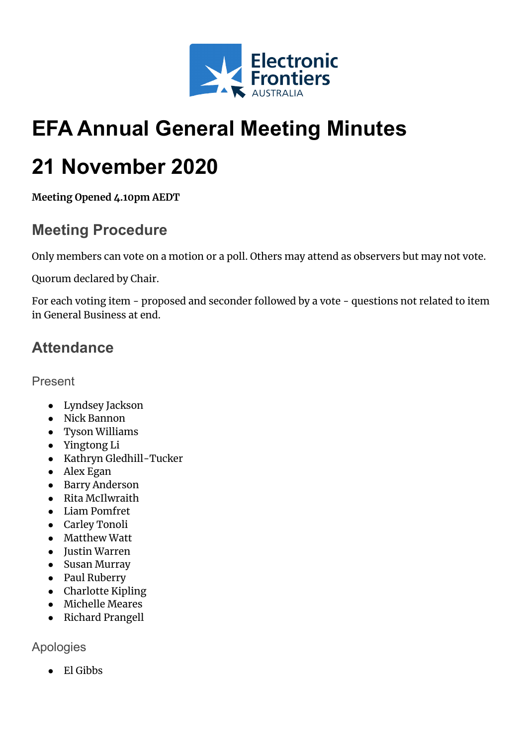# EFA Annual General Meeting Minutes

# 21 November 2020

**Meeting Opened 4.10pm AEDT**

## Meeting Procedure

Only members can vote on a motion or a poll. Others may attend as observers but may not vote.

Quorum declared by Chair.

For each voting item - proposed and seconder followed by a vote - questions not related to item in General Business at end.

## Attendance

### Present

- Lyndsey Jackson
- Nick Bannon
- Tyson Williams
- Yingtong Li
- Kathryn Gledhill-Tucker
- Alex Egan
- Barry Anderson
- Rita McIlwraith
- Liam Pomfret
- Carley Tonoli
- Matthew Watt
- Justin Warren
- Susan Murray
- Paul Ruberry
- Charlotte Kipling
- Michelle Meares
- Richard Prangell

### Apologies

- El Gibbs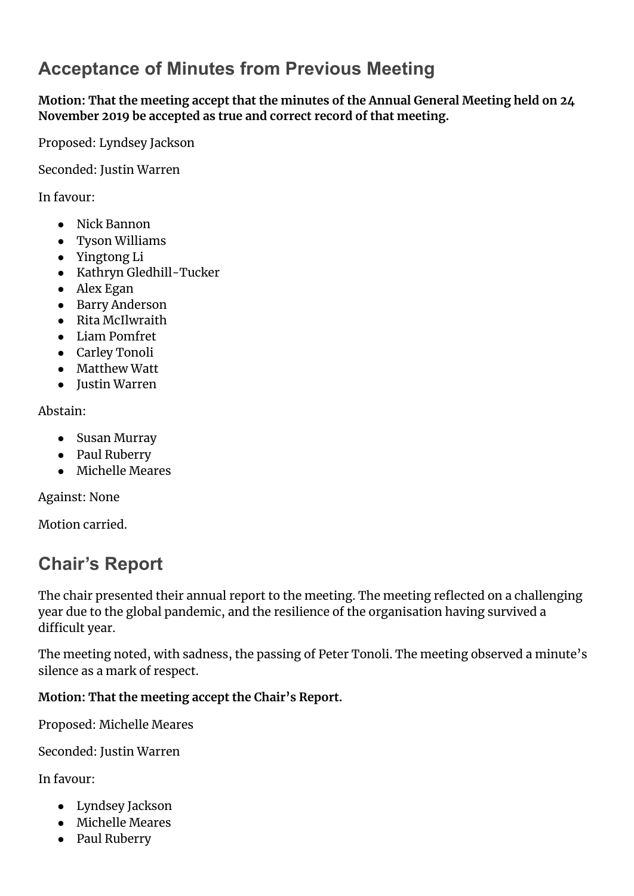## Acceptance of Minutes from Previous Meeting

**Motion: That the meeting accept that the minutes of the Annual General Meeting held on 24 November 2019 be accepted as true and correct record of that meeting.**

Proposed: Lyndsey Jackson

Seconded: Justin Warren

In favour:

- Nick Bannon
- Tyson Williams
- Yingtong Li
- Kathryn Gledhill-Tucker
- Alex Egan
- Barry Anderson
- Rita McIlwraith
- Liam Pomfret
- Carley Tonoli
- Matthew Watt
- Justin Warren

Abstain:

- Susan Murray
- Paul Ruberry
- Michelle Meares

Against: None

Motion carried.

## Chair's Report

The chair presented their annual report to the meeting. The meeting reflected on a challenging year due to the global pandemic, and the resilience of the organisation having survived a difficult year.

The meeting noted, with sadness, the passing of Peter Tonoli. The meeting observed a minute's silence as a mark of respect.

**Motion: That the meeting accept the Chair's Report.**

Proposed: Michelle Meares

Seconded: Justin Warren

In favour:

- Lyndsey Jackson
- Michelle Meares
- Paul Ruberry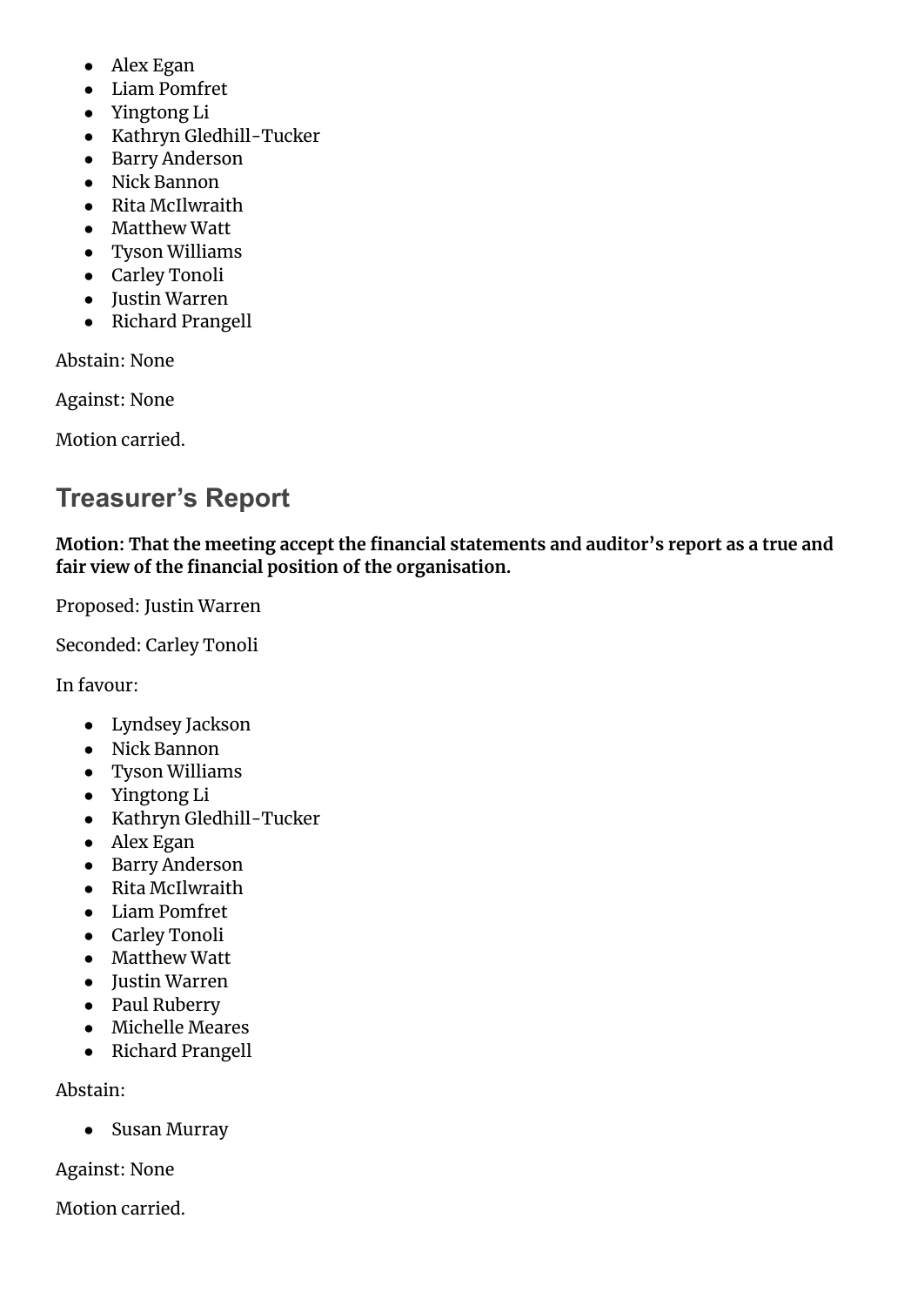- Alex Egan
- Liam Pomfret
- Yingtong Li
- Kathryn Gledhill-Tucker
- Barry Anderson
- Nick Bannon
- Rita McIlwraith
- Matthew Watt
- Tyson Williams
- Carley Tonoli
- Justin Warren
- Richard Prangell

Abstain: None

Against: None

Motion carried.

## Treasurer's Report

**Motion: That the meeting accept the financial statements and auditor's report as a true and fair view of the financial position of the organisation.**

Proposed: Justin Warren

Seconded: Carley Tonoli

In favour:

- Lyndsey Jackson
- Nick Bannon
- Tyson Williams
- Yingtong Li
- Kathryn Gledhill-Tucker
- Alex Egan
- Barry Anderson
- Rita McIlwraith
- Liam Pomfret
- Carley Tonoli
- Matthew Watt
- Justin Warren
- Paul Ruberry
- Michelle Meares
- Richard Prangell

Abstain:

- Susan Murray

Against: None

Motion carried.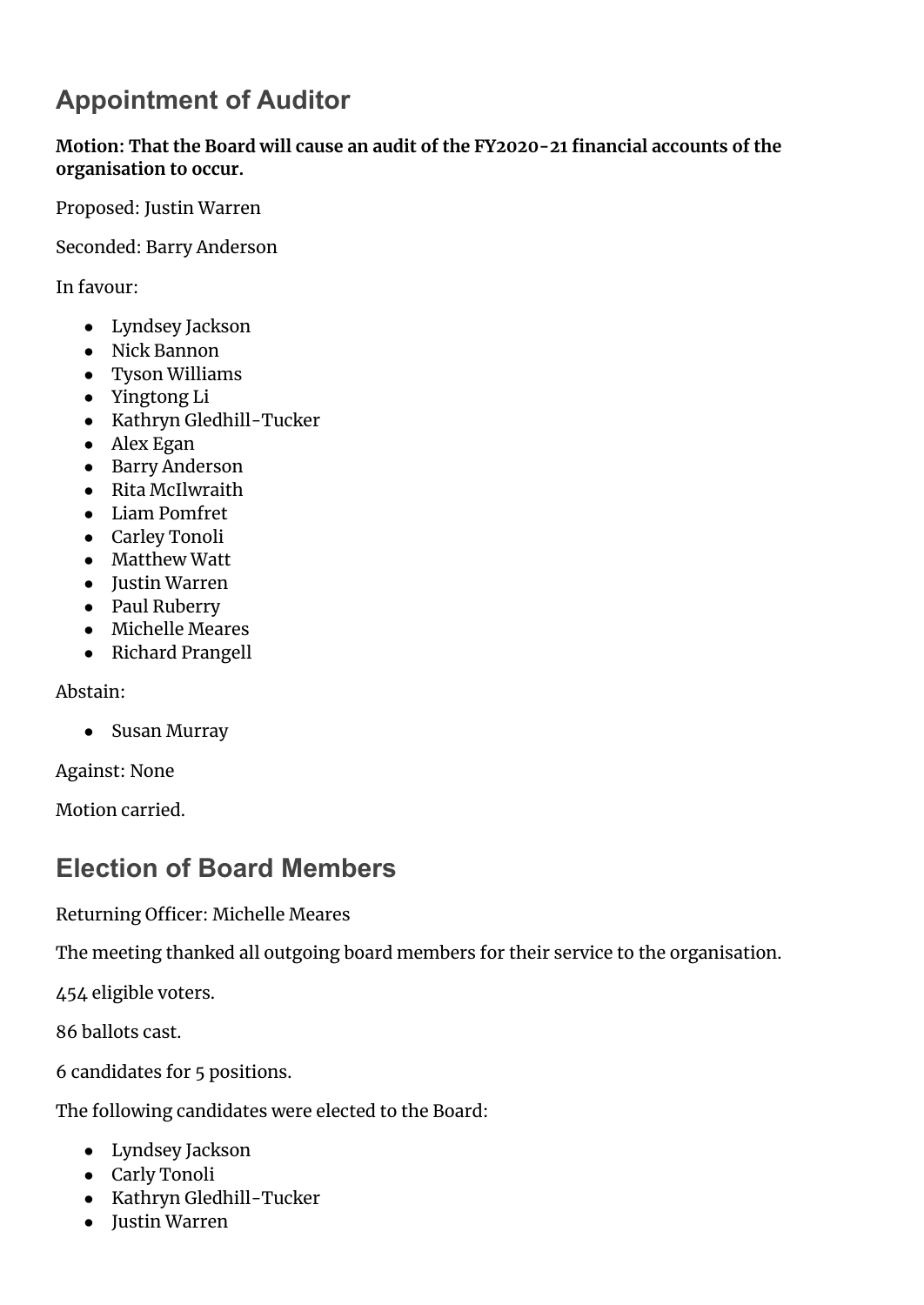## Appointment of Auditor

**Motion: That the Board will cause an audit of the FY2020-21 financial accounts of the organisation to occur.**

Proposed: Justin Warren

Seconded: Barry Anderson

In favour:

- Lyndsey Jackson
- Nick Bannon
- Tyson Williams
- Yingtong Li
- Kathryn Gledhill-Tucker
- Alex Egan
- Barry Anderson
- Rita McIlwraith
- Liam Pomfret
- Carley Tonoli
- Matthew Watt
- Justin Warren
- Paul Ruberry
- Michelle Meares
- Richard Prangell

Abstain:

- Susan Murray

Against: None

Motion carried.

## Election of Board Members

Returning Officer: Michelle Meares

The meeting thanked all outgoing board members for their service to the organisation.

454 eligible voters.

86 ballots cast.

6 candidates for 5 positions.

The following candidates were elected to the Board:

- Lyndsey Jackson
- Carly Tonoli
- Kathryn Gledhill-Tucker
- Justin Warren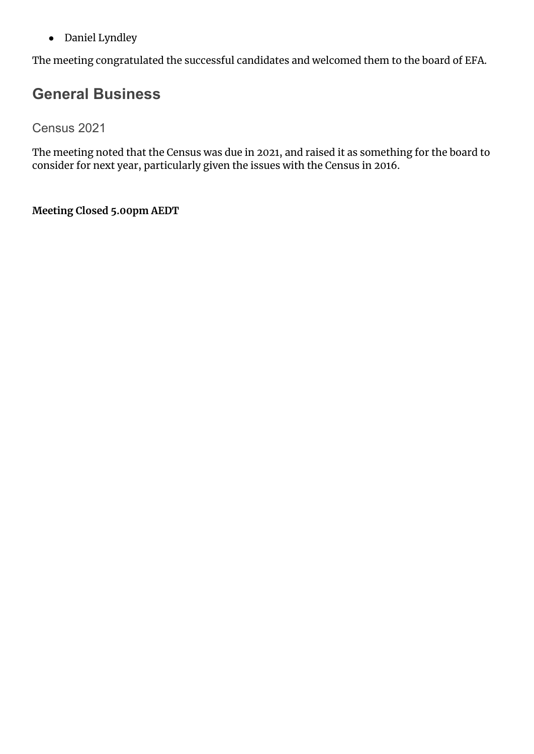- Daniel Lyndley

The meeting congratulated the successful candidates and welcomed them to the board of EFA.

## General Business

### Census 2021

The meeting noted that the Census was due in 2021, and raised it as something for the board to consider for next year, particularly given the issues with the Census in 2016.

**Meeting Closed 5.00pm AEDT**